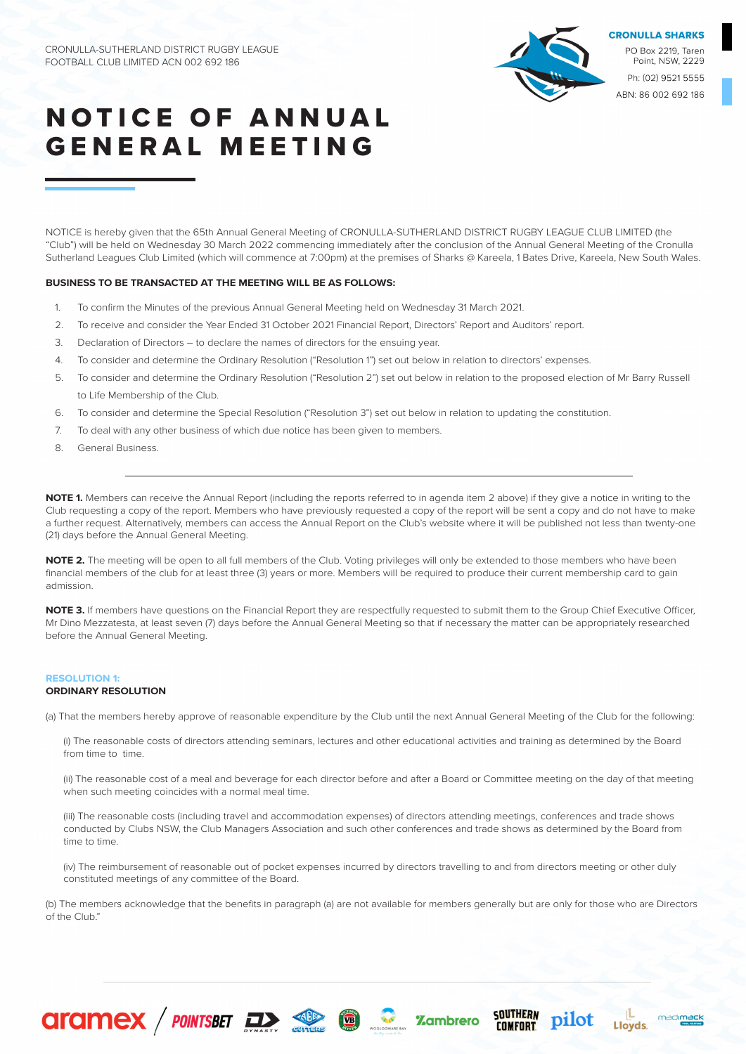CRONULLA-SUTHERLAND DISTRICT RUGBY LEAGUE FOOTBALL CLUB LIMITED ACN 002 692 186

**CRONULLA SHARKS**
PO Box 2219, Taren Point, NSW, 2229
Ph: (02) 9521 5555
ABN: 86 002 692 186

# NOTICE OF ANNUAL GENERAL MEETING

NOTICE is hereby given that the 65th Annual General Meeting of CRONULLA-SUTHERLAND DISTRICT RUGBY LEAGUE CLUB LIMITED (the "Club") will be held on Wednesday 30 March 2022 commencing immediately after the conclusion of the Annual General Meeting of the Cronulla Sutherland Leagues Club Limited (which will commence at 7:00pm) at the premises of Sharks @ Kareela, 1 Bates Drive, Kareela, New South Wales.

**BUSINESS TO BE TRANSACTED AT THE MEETING WILL BE AS FOLLOWS:**

1. To confirm the Minutes of the previous Annual General Meeting held on Wednesday 31 March 2021.
2. To receive and consider the Year Ended 31 October 2021 Financial Report, Directors' Report and Auditors' report.
3. Declaration of Directors – to declare the names of directors for the ensuing year.
4. To consider and determine the Ordinary Resolution ("Resolution 1") set out below in relation to directors' expenses.
5. To consider and determine the Ordinary Resolution ("Resolution 2") set out below in relation to the proposed election of Mr Barry Russell to Life Membership of the Club.
6. To consider and determine the Special Resolution ("Resolution 3") set out below in relation to updating the constitution.
7. To deal with any other business of which due notice has been given to members.
8. General Business.

---

**NOTE 1.** Members can receive the Annual Report (including the reports referred to in agenda item 2 above) if they give a notice in writing to the Club requesting a copy of the report. Members who have previously requested a copy of the report will be sent a copy and do not have to make a further request. Alternatively, members can access the Annual Report on the Club's website where it will be published not less than twenty-one (21) days before the Annual General Meeting.

**NOTE 2.** The meeting will be open to all full members of the Club. Voting privileges will only be extended to those members who have been financial members of the club for at least three (3) years or more. Members will be required to produce their current membership card to gain admission.

**NOTE 3.** If members have questions on the Financial Report they are respectfully requested to submit them to the Group Chief Executive Officer, Mr Dino Mezzatesta, at least seven (7) days before the Annual General Meeting so that if necessary the matter can be appropriately researched before the Annual General Meeting.

## RESOLUTION 1:
**ORDINARY RESOLUTION**

(a) That the members hereby approve of reasonable expenditure by the Club until the next Annual General Meeting of the Club for the following:

(i) The reasonable costs of directors attending seminars, lectures and other educational activities and training as determined by the Board from time to time.

(ii) The reasonable cost of a meal and beverage for each director before and after a Board or Committee meeting on the day of that meeting when such meeting coincides with a normal meal time.

(iii) The reasonable costs (including travel and accommodation expenses) of directors attending meetings, conferences and trade shows conducted by Clubs NSW, the Club Managers Association and such other conferences and trade shows as determined by the Board from time to time.

(iv) The reimbursement of reasonable out of pocket expenses incurred by directors travelling to and from directors meeting or other duly constituted meetings of any committee of the Board.

(b) The members acknowledge that the benefits in paragraph (a) are not available for members generally but are only for those who are Directors of the Club."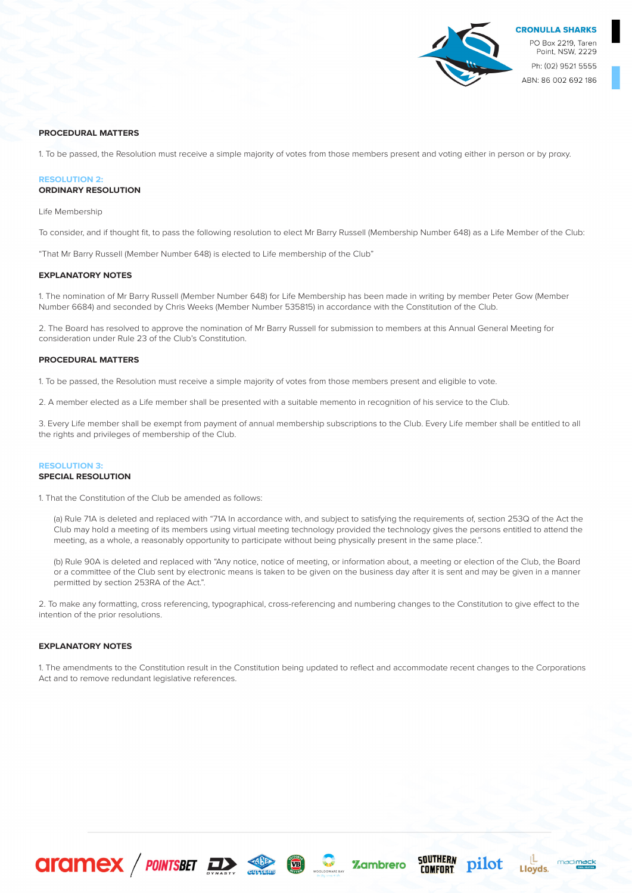**PROCEDURAL MATTERS**

1. To be passed, the Resolution must receive a simple majority of votes from those members present and voting either in person or by proxy.

**RESOLUTION 2:**
**ORDINARY RESOLUTION**

Life Membership

To consider, and if thought fit, to pass the following resolution to elect Mr Barry Russell (Membership Number 648) as a Life Member of the Club:

"That Mr Barry Russell (Member Number 648) is elected to Life membership of the Club"

**EXPLANATORY NOTES**

1. The nomination of Mr Barry Russell (Member Number 648) for Life Membership has been made in writing by member Peter Gow (Member Number 6684) and seconded by Chris Weeks (Member Number 535815) in accordance with the Constitution of the Club.

2. The Board has resolved to approve the nomination of Mr Barry Russell for submission to members at this Annual General Meeting for consideration under Rule 23 of the Club's Constitution.

**PROCEDURAL MATTERS**

1. To be passed, the Resolution must receive a simple majority of votes from those members present and eligible to vote.

2. A member elected as a Life member shall be presented with a suitable memento in recognition of his service to the Club.

3. Every Life member shall be exempt from payment of annual membership subscriptions to the Club. Every Life member shall be entitled to all the rights and privileges of membership of the Club.

**RESOLUTION 3:**
**SPECIAL RESOLUTION**

1. That the Constitution of the Club be amended as follows:

(a) Rule 71A is deleted and replaced with "71A In accordance with, and subject to satisfying the requirements of, section 253Q of the Act the Club may hold a meeting of its members using virtual meeting technology provided the technology gives the persons entitled to attend the meeting, as a whole, a reasonably opportunity to participate without being physically present in the same place.".

(b) Rule 90A is deleted and replaced with "Any notice, notice of meeting, or information about, a meeting or election of the Club, the Board or a committee of the Club sent by electronic means is taken to be given on the business day after it is sent and may be given in a manner permitted by section 253RA of the Act.".

2. To make any formatting, cross referencing, typographical, cross-referencing and numbering changes to the Constitution to give effect to the intention of the prior resolutions.

**EXPLANATORY NOTES**

1. The amendments to the Constitution result in the Constitution being updated to reflect and accommodate recent changes to the Corporations Act and to remove redundant legislative references.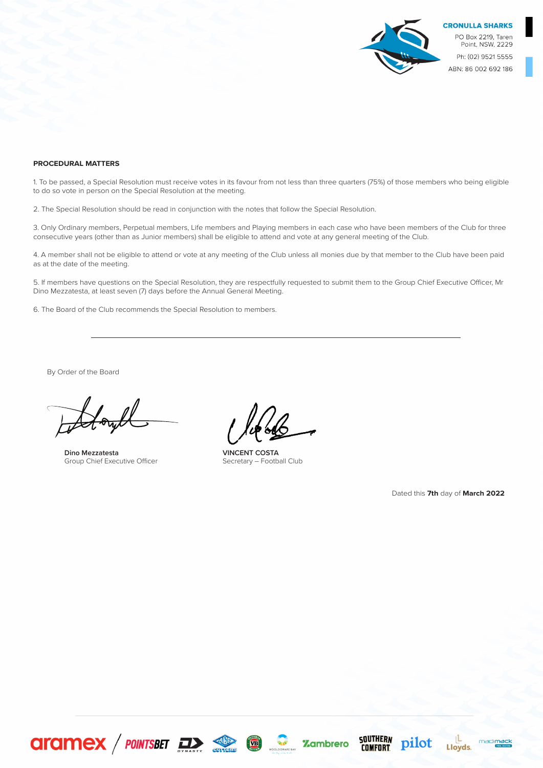**CRONULLA SHARKS**
PO Box 2219, Taren Point, NSW, 2229
Ph: (02) 9521 5555
ABN: 86 002 692 186

**PROCEDURAL MATTERS**

1. To be passed, a Special Resolution must receive votes in its favour from not less than three quarters (75%) of those members who being eligible to do so vote in person on the Special Resolution at the meeting.

2. The Special Resolution should be read in conjunction with the notes that follow the Special Resolution.

3. Only Ordinary members, Perpetual members, Life members and Playing members in each case who have been members of the Club for three consecutive years (other than as Junior members) shall be eligible to attend and vote at any general meeting of the Club.

4. A member shall not be eligible to attend or vote at any meeting of the Club unless all monies due by that member to the Club have been paid as at the date of the meeting.

5. If members have questions on the Special Resolution, they are respectfully requested to submit them to the Group Chief Executive Officer, Mr Dino Mezzatesta, at least seven (7) days before the Annual General Meeting.

6. The Board of the Club recommends the Special Resolution to members.

---

By Order of the Board

**Dino Mezzatesta**
Group Chief Executive Officer

**VINCENT COSTA**
Secretary – Football Club

Dated this **7th** day of **March 2022**